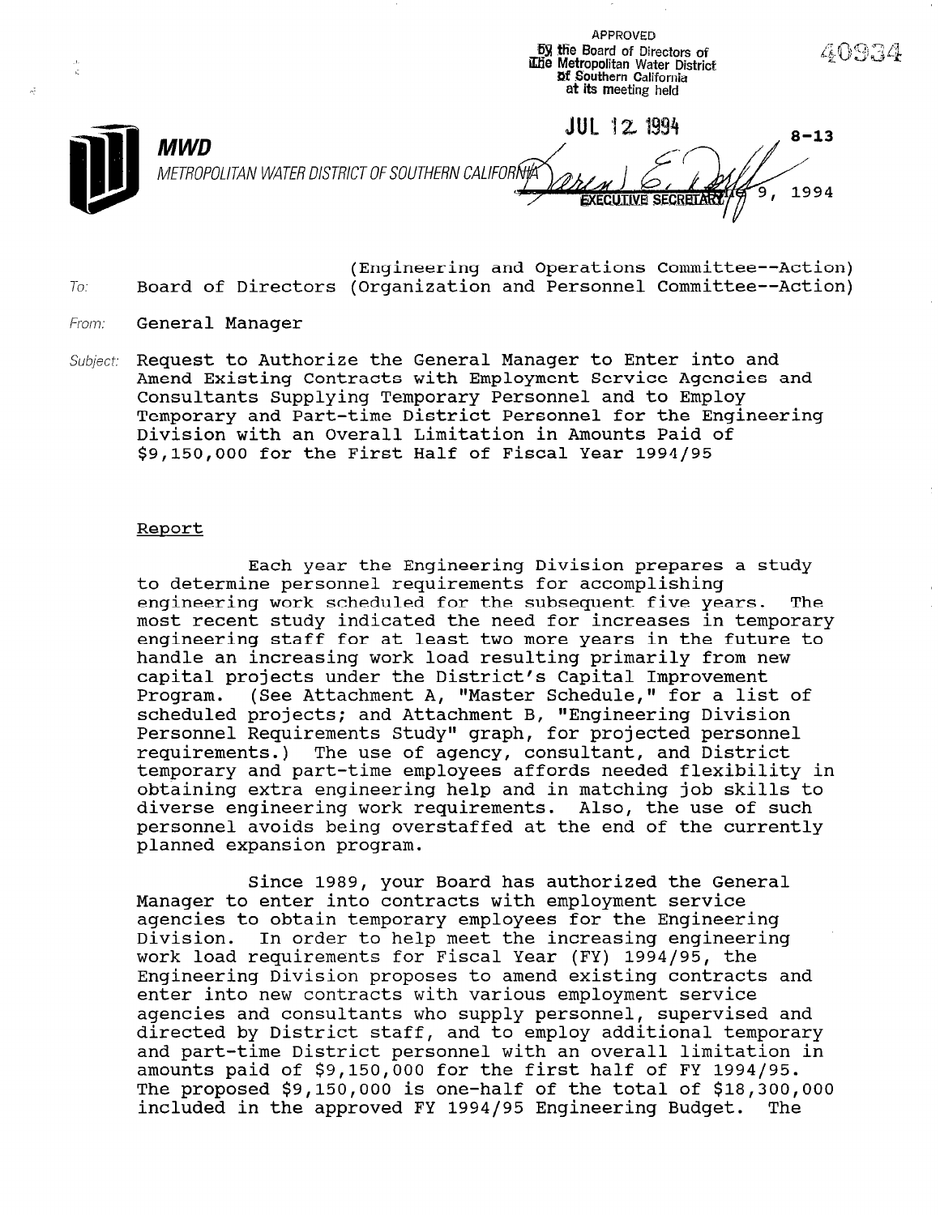APPROVED
by the Board of Directors of
The Metropolitan Water District
of Southern California
at its meeting held

JUL 12 1994

EXECUTIVE SECRETARY

40934

8-13

**MWD**

*METROPOLITAN WATER DISTRICT OF SOUTHERN CALIFORNIA*

9, 1994

(Engineering and Operations Committee--Action)

To: Board of Directors (Organization and Personnel Committee--Action)

From: General Manager

Subject: Request to Authorize the General Manager to Enter into and Amend Existing Contracts with Employment Service Agencies and Consultants Supplying Temporary Personnel and to Employ Temporary and Part-time District Personnel for the Engineering Division with an Overall Limitation in Amounts Paid of $9,150,000 for the First Half of Fiscal Year 1994/95

## Report

Each year the Engineering Division prepares a study to determine personnel requirements for accomplishing engineering work scheduled for the subsequent five years. The most recent study indicated the need for increases in temporary engineering staff for at least two more years in the future to handle an increasing work load resulting primarily from new capital projects under the District's Capital Improvement Program. (See Attachment A, "Master Schedule," for a list of scheduled projects; and Attachment B, "Engineering Division Personnel Requirements Study" graph, for projected personnel requirements.) The use of agency, consultant, and District temporary and part-time employees affords needed flexibility in obtaining extra engineering help and in matching job skills to diverse engineering work requirements. Also, the use of such personnel avoids being overstaffed at the end of the currently planned expansion program.

Since 1989, your Board has authorized the General Manager to enter into contracts with employment service agencies to obtain temporary employees for the Engineering Division. In order to help meet the increasing engineering work load requirements for Fiscal Year (FY) 1994/95, the Engineering Division proposes to amend existing contracts and enter into new contracts with various employment service agencies and consultants who supply personnel, supervised and directed by District staff, and to employ additional temporary and part-time District personnel with an overall limitation in amounts paid of $9,150,000 for the first half of FY 1994/95. The proposed $9,150,000 is one-half of the total of $18,300,000 included in the approved FY 1994/95 Engineering Budget. The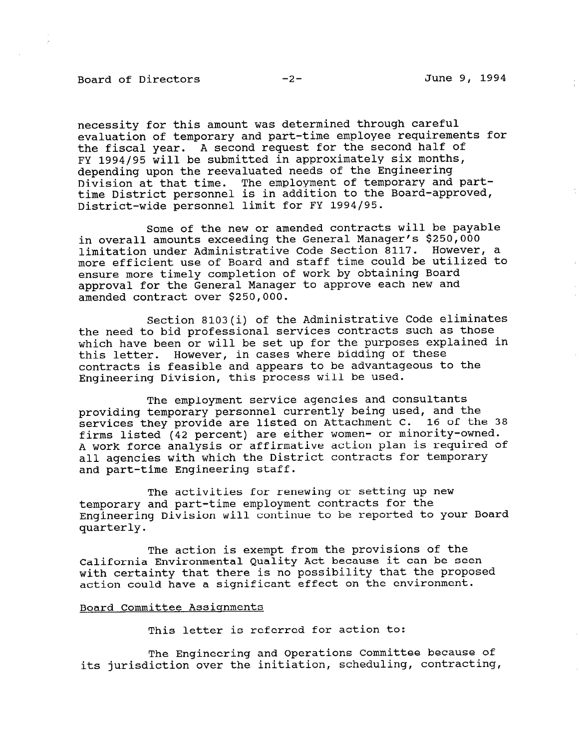necessity for this amount was determined through careful evaluation of temporary and part-time employee requirements for the fiscal year. A second request for the second half of FY 1994/95 will be submitted in approximately six months, depending upon the reevaluated needs of the Engineering Division at that time. The employment of temporary and part-time District personnel is in addition to the Board-approved, District-wide personnel limit for FY 1994/95.

Some of the new or amended contracts will be payable in overall amounts exceeding the General Manager's $250,000 limitation under Administrative Code Section 8117. However, a more efficient use of Board and staff time could be utilized to ensure more timely completion of work by obtaining Board approval for the General Manager to approve each new and amended contract over $250,000.

Section 8103(i) of the Administrative Code eliminates the need to bid professional services contracts such as those which have been or will be set up for the purposes explained in this letter. However, in cases where bidding of these contracts is feasible and appears to be advantageous to the Engineering Division, this process will be used.

The employment service agencies and consultants providing temporary personnel currently being used, and the services they provide are listed on Attachment C. 16 of the 38 firms listed (42 percent) are either women- or minority-owned. A work force analysis or affirmative action plan is required of all agencies with which the District contracts for temporary and part-time Engineering staff.

The activities for renewing or setting up new temporary and part-time employment contracts for the Engineering Division will continue to be reported to your Board quarterly.

The action is exempt from the provisions of the California Environmental Quality Act because it can be seen with certainty that there is no possibility that the proposed action could have a significant effect on the environment.

Board Committee Assignments

This letter is referred for action to:

The Engineering and Operations Committee because of its jurisdiction over the initiation, scheduling, contracting,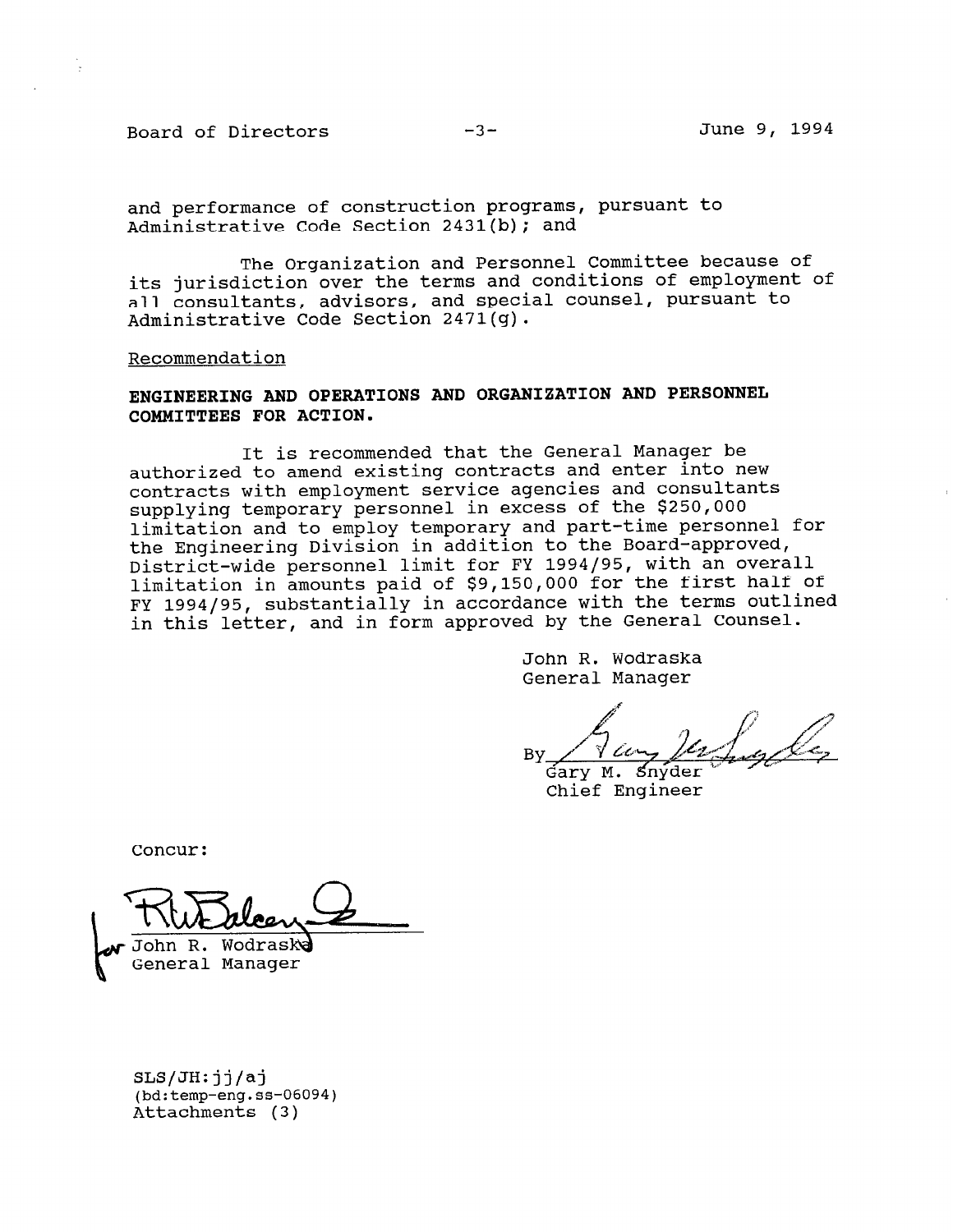and performance of construction programs, pursuant to Administrative Code Section 2431(b); and

The Organization and Personnel Committee because of its jurisdiction over the terms and conditions of employment of all consultants, advisors, and special counsel, pursuant to Administrative Code Section 2471(g).

Recommendation

**ENGINEERING AND OPERATIONS AND ORGANIZATION AND PERSONNEL COMMITTEES FOR ACTION.**

It is recommended that the General Manager be authorized to amend existing contracts and enter into new contracts with employment service agencies and consultants supplying temporary personnel in excess of the $250,000 limitation and to employ temporary and part-time personnel for the Engineering Division in addition to the Board-approved, District-wide personnel limit for FY 1994/95, with an overall limitation in amounts paid of $9,150,000 for the first half of FY 1994/95, substantially in accordance with the terms outlined in this letter, and in form approved by the General Counsel.

John R. Wodraska
General Manager

By Gary M. Snyder
Chief Engineer

Concur:

for John R. Wodraska
General Manager

SLS/JH:jj/aj
(bd:temp-eng.ss-06094)
Attachments (3)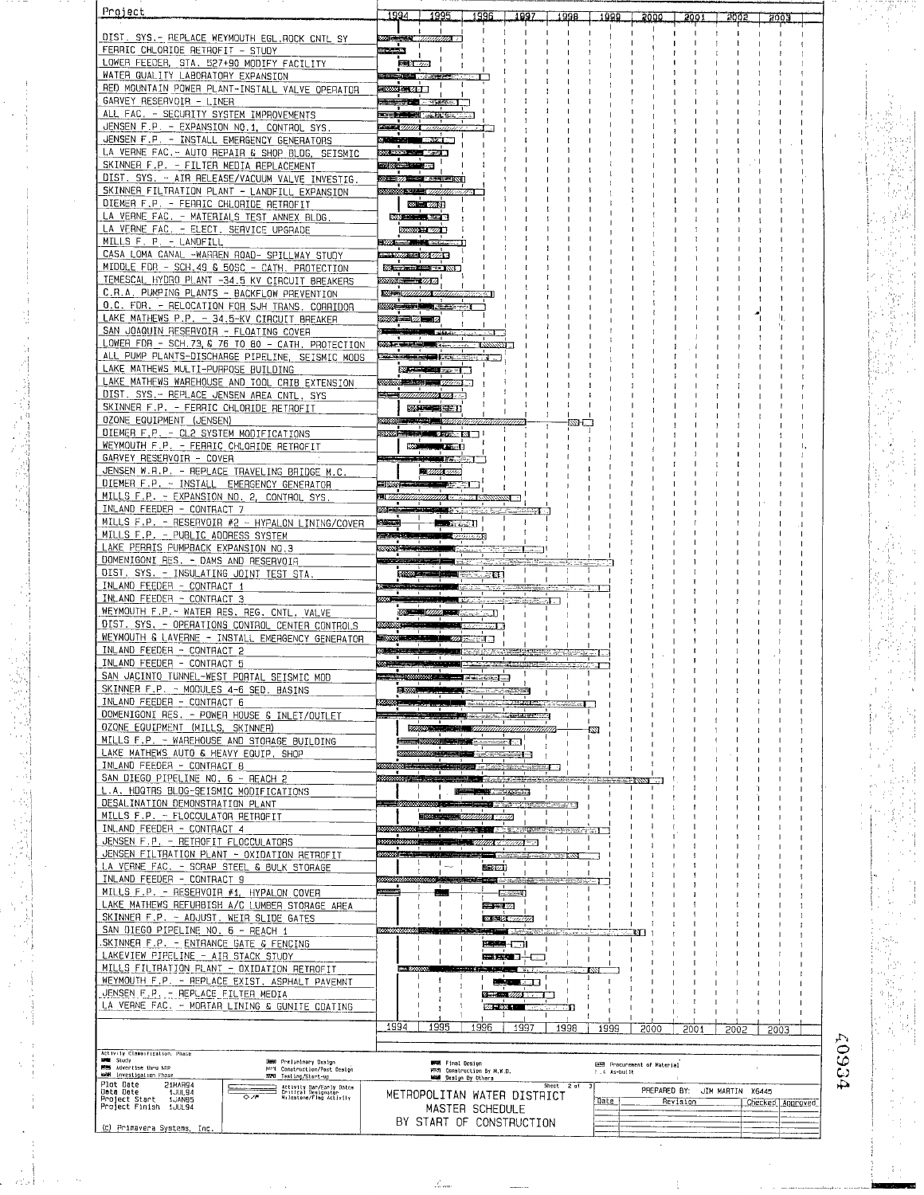| Project | 1994 | 1995 | 1996 | 1997 | 1998 | 1999 | 2000 | 2001 | 2002 | 2003 |
|---|---|---|---|---|---|---|---|---|---|---|
| DIST. SYS.- REPLACE WEYMOUTH EGL.ROCK CNTL SY | | | | | | | | | | |
| FERRIC CHLORIDE RETROFIT - STUDY | | | | | | | | | | |
| LOWER FEEDER, STA. 527+90 MODIFY FACILITY | | | | | | | | | | |
| WATER QUALITY LABORATORY EXPANSION | | | | | | | | | | |
| RED MOUNTAIN POWER PLANT-INSTALL VALVE OPERATOR | | | | | | | | | | |
| GARVEY RESERVOIR - LINER | | | | | | | | | | |
| ALL FAC. - SECURITY SYSTEM IMPROVEMENTS | | | | | | | | | | |
| JENSEN F.P. - EXPANSION NO.1, CONTROL SYS. | | | | | | | | | | |
| JENSEN F.P. - INSTALL EMERGENCY GENERATORS | | | | | | | | | | |
| LA VERNE FAC.- AUTO REPAIR & SHOP BLDG. SEISMIC | | | | | | | | | | |
| SKINNER F.P. - FILTER MEDIA REPLACEMENT | | | | | | | | | | |
| DIST. SYS. - AIR RELEASE/VACUUM VALVE INVESTIG. | | | | | | | | | | |
| SKINNER FILTRATION PLANT - LANDFILL EXPANSION | | | | | | | | | | |
| DIEMER F.P. - FERRIC CHLORIDE RETROFIT | | | | | | | | | | |
| LA VERNE FAC. - MATERIALS TEST ANNEX BLDG. | | | | | | | | | | |
| LA VERNE FAC. - ELECT. SERVICE UPGRADE | | | | | | | | | | |
| MILLS F. P. - LANDFILL | | | | | | | | | | |
| CASA LOMA CANAL -WARREN ROAD- SPILLWAY STUDY | | | | | | | | | | |
| MIDDLE FDR - SCH.49 & 50SC - CATH. PROTECTION | | | | | | | | | | |
| TEMESCAL HYDRO PLANT -34.5 KV CIRCUIT BREAKERS | | | | | | | | | | |
| C.R.A. PUMPING PLANTS - BACKFLOW PREVENTION | | | | | | | | | | |
| O.C. FDR. - RELOCATION FOR SJH TRANS. CORRIDOR | | | | | | | | | | |
| LAKE MATHEWS P.P. - 34.5-KV CIRCUIT BREAKER | | | | | | | | | | |
| SAN JOAQUIN RESERVOIR - FLOATING COVER | | | | | | | | | | |
| LOWER FDR - SCH.73,& 76 TO 80 - CATH. PROTECTION | | | | | | | | | | |
| ALL PUMP PLANTS-DISCHARGE PIPELINE, SEISMIC MODS | | | | | | | | | | |
| LAKE MATHEWS MULTI-PURPOSE BUILDING | | | | | | | | | | |
| LAKE MATHEWS WAREHOUSE AND TOOL CRIB EXTENSION | | | | | | | | | | |
| DIST. SYS.- REPLACE JENSEN AREA CNTL. SYS | | | | | | | | | | |
| SKINNER F.P. - FERRIC CHLORIDE RETROFIT | | | | | | | | | | |
| OZONE EQUIPMENT (JENSEN) | | | | | | | | | | |
| DIEMER F.P. - CL2 SYSTEM MODIFICATIONS | | | | | | | | | | |
| WEYMOUTH F.P. - FERRIC CHLORIDE RETROFIT | | | | | | | | | | |
| GARVEY RESERVOIR - COVER | | | | | | | | | | |
| JENSEN W.R.P. - REPLACE TRAVELING BRIDGE M.C. | | | | | | | | | | |
| DIEMER F.P. - INSTALL EMERGENCY GENERATOR | | | | | | | | | | |
| MILLS F.P. - EXPANSION NO. 2, CONTROL SYS. | | | | | | | | | | |
| INLAND FEEDER - CONTRACT 7 | | | | | | | | | | |
| MILLS F.P. - RESERVOIR #2 - HYPALON LINING/COVER | | | | | | | | | | |
| MILLS F.P. - PUBLIC ADDRESS SYSTEM | | | | | | | | | | |
| LAKE PERRIS PUMPBACK EXPANSION NO.3 | | | | | | | | | | |
| DOMENIGONI RES. - DAMS AND RESERVOIR | | | | | | | | | | |
| DIST. SYS. - INSULATING JOINT TEST STA. | | | | | | | | | | |
| INLAND FEEDER - CONTRACT 1 | | | | | | | | | | |
| INLAND FEEDER - CONTRACT 3 | | | | | | | | | | |
| WEYMOUTH F.P.- WATER RES. REG. CNTL. VALVE | | | | | | | | | | |
| DIST. SYS. - OPERATIONS CONTROL CENTER CONTROLS | | | | | | | | | | |
| WEYMOUTH & LAVERNE - INSTALL EMERGENCY GENERATOR | | | | | | | | | | |
| INLAND FEEDER - CONTRACT 2 | | | | | | | | | | |
| INLAND FEEDER - CONTRACT 5 | | | | | | | | | | |
| SAN JACINTO TUNNEL-WEST PORTAL SEISMIC MOD | | | | | | | | | | |
| SKINNER F.P. - MODULES 4-6 SED. BASINS | | | | | | | | | | |
| INLAND FEEDER - CONTRACT 6 | | | | | | | | | | |
| DOMENIGONI RES. - POWER HOUSE & INLET/OUTLET | | | | | | | | | | |
| OZONE EQUIPMENT (MILLS, SKINNER) | | | | | | | | | | |
| MILLS F.P. - WAREHOUSE AND STORAGE BUILDING | | | | | | | | | | |
| LAKE MATHEWS AUTO & HEAVY EQUIP. SHOP | | | | | | | | | | |
| INLAND FEEDER - CONTRACT 8 | | | | | | | | | | |
| SAN DIEGO PIPELINE NO. 6 - REACH 2 | | | | | | | | | | |
| L.A. HDQTRS BLDG-SEISMIC MODIFICATIONS | | | | | | | | | | |
| DESALINATION DEMONSTRATION PLANT | | | | | | | | | | |
| MILLS F.P. - FLOCCULATOR RETROFIT | | | | | | | | | | |
| INLAND FEEDER - CONTRACT 4 | | | | | | | | | | |
| JENSEN F.P. - RETROFIT FLOCCULATORS | | | | | | | | | | |
| JENSEN FILTRATION PLANT - OXIDATION RETROFIT | | | | | | | | | | |
| LA VERNE FAC. - SCRAP STEEL & BULK STORAGE | | | | | | | | | | |
| INLAND FEEDER - CONTRACT 9 | | | | | | | | | | |
| MILLS F.P. - RESERVOIR #1, HYPALON COVER | | | | | | | | | | |
| LAKE MATHEWS REFURBISH A/C LUMBER STORAGE AREA | | | | | | | | | | |
| SKINNER F.P. - ADJUST. WEIR SLIDE GATES | | | | | | | | | | |
| SAN DIEGO PIPELINE NO. 6 - REACH 1 | | | | | | | | | | |
| SKINNER F.P. - ENTRANCE GATE & FENCING | | | | | | | | | | |
| LAKEVIEW PIPELINE - AIR STACK STUDY | | | | | | | | | | |
| MILLS FILTRATION PLANT - OXIDATION RETROFIT | | | | | | | | | | |
| WEYMOUTH F.P. - REPLACE EXIST. ASPHALT PAVEMNT | | | | | | | | | | |
| JENSEN F.P. - REPLACE FILTER MEDIA | | | | | | | | | | |
| LA VERNE FAC. - MORTAR LINING & GUNITE COATING | | | | | | | | | | |

Activity Classification Phase: Study; Advertise thru NTP; Investigation Phase; Preliminary Design; Construction/Post Design; Testing/Start-up; Final Design; Construction By M.W.D.; Design By Others; Procurement of Material; As-built

Plot Date 28MAR94
Data Date 1JUL94
Project Start 1JAN85
Project Finish 1JUL94

Activity Bar/Early Dates
Critical Designator
Milestone/Flag Activity

**METROPOLITAN WATER DISTRICT**
**MASTER SCHEDULE**
**BY START OF CONSTRUCTION**

Sheet 2 of 3

PREPARED BY: JIM MARTIN X6445

| Date | Revision | Checked | Approved |
|---|---|---|---|
| | | | |

(c) Primavera Systems, Inc.

40934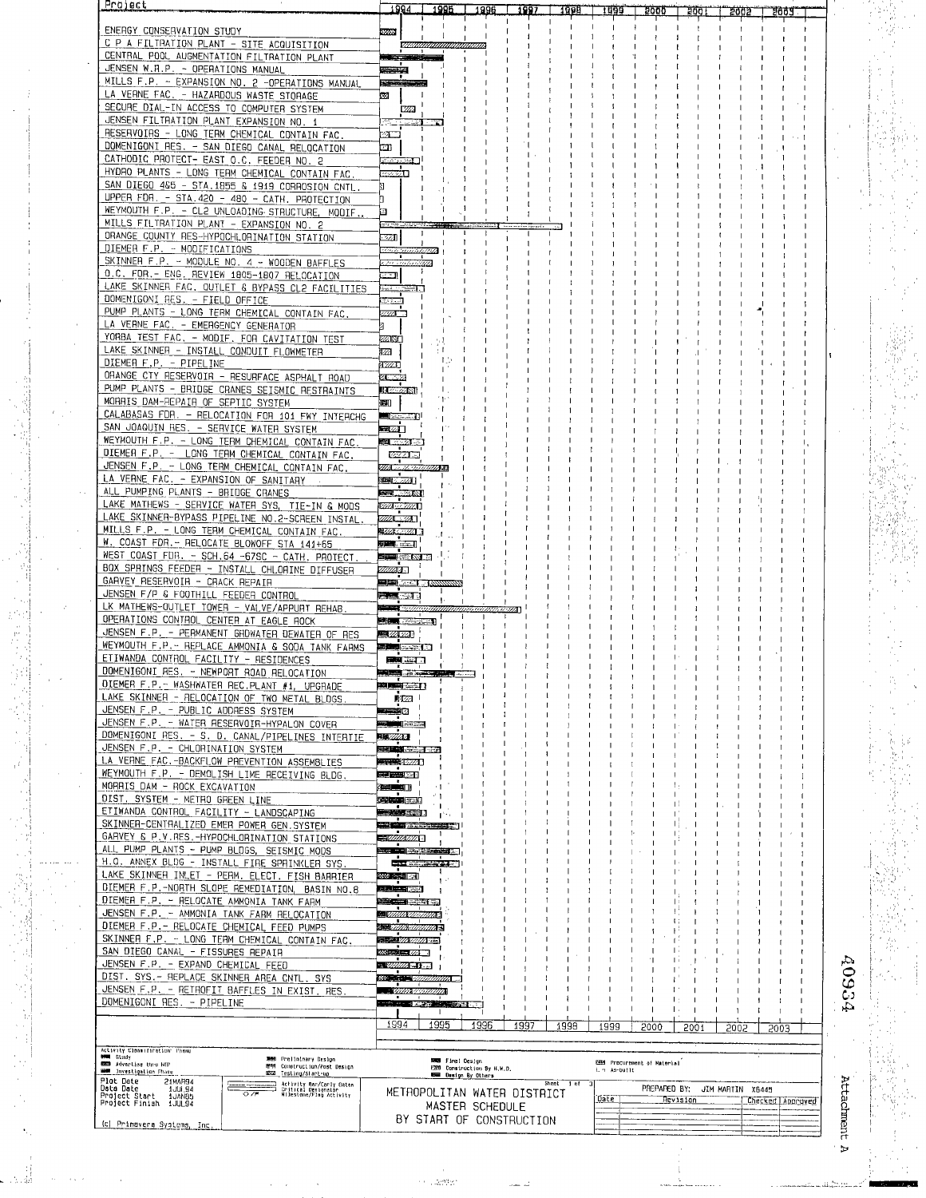# METROPOLITAN WATER DISTRICT MASTER SCHEDULE BY START OF CONSTRUCTION

| Project | 1994 | 1995 | 1996 | 1997 | 1998 | 1999 | 2000 | 2001 | 2002 | 2003 |
|---|---|---|---|---|---|---|---|---|---|---|
| ENERGY CONSERVATION STUDY | | | | | | | | | | |
| C P A FILTRATION PLANT - SITE ACQUISITION | | | | | | | | | | |
| CENTRAL POOL AUGMENTATION FILTRATION PLANT | | | | | | | | | | |
| JENSEN W.R.P. - OPERATIONS MANUAL | | | | | | | | | | |
| MILLS F.P. - EXPANSION NO. 2 -OPERATIONS MANUAL | | | | | | | | | | |
| LA VERNE FAC. - HAZARDOUS WASTE STORAGE | | | | | | | | | | |
| SECURE DIAL-IN ACCESS TO COMPUTER SYSTEM | | | | | | | | | | |
| JENSEN FILTRATION PLANT EXPANSION NO. 1 | | | | | | | | | | |
| RESERVOIRS - LONG TERM CHEMICAL CONTAIN FAC. | | | | | | | | | | |
| DOMENIGONI RES. - SAN DIEGO CANAL RELOCATION | | | | | | | | | | |
| CATHODIC PROTECT- EAST O.C. FEEDER NO. 2 | | | | | | | | | | |
| HYDRO PLANTS - LONG TERM CHEMICAL CONTAIN FAC. | | | | | | | | | | |
| SAN DIEGO 4&5 - STA.1855 & 1919 CORROSION CNTL. | | | | | | | | | | |
| UPPER FDR. - STA.420 - 480 - CATH. PROTECTION | | | | | | | | | | |
| WEYMOUTH F.P. - CL2 UNLOADING STRUCTURE, MODIF. | | | | | | | | | | |
| MILLS FILTRATION PLANT - EXPANSION NO. 2 | | | | | | | | | | |
| ORANGE COUNTY RES-HYPOCHLORINATION STATION | | | | | | | | | | |
| DIEMER F.P. - MODIFICATIONS | | | | | | | | | | |
| SKINNER F.P. - MODULE NO. 4 - WOODEN BAFFLES | | | | | | | | | | |
| O.C. FDR.- ENG. REVIEW 1805-1807 RELOCATION | | | | | | | | | | |
| LAKE SKINNER FAC. OUTLET & BYPASS CL2 FACILITIES | | | | | | | | | | |
| DOMENIGONI RES. - FIELD OFFICE | | | | | | | | | | |
| PUMP PLANTS - LONG TERM CHEMICAL CONTAIN FAC. | | | | | | | | | | |
| LA VERNE FAC. - EMERGENCY GENERATOR | | | | | | | | | | |
| YORBA TEST FAC. - MODIF. FOR CAVITATION TEST | | | | | | | | | | |
| LAKE SKINNER - INSTALL CONDUIT FLOWMETER | | | | | | | | | | |
| DIEMER F.P. - PIPELINE | | | | | | | | | | |
| ORANGE CTY RESERVOIR - RESURFACE ASPHALT ROAD | | | | | | | | | | |
| PUMP PLANTS - BRIDGE CRANES SEISMIC RESTRAINTS | | | | | | | | | | |
| MORRIS DAM-REPAIR OF SEPTIC SYSTEM | | | | | | | | | | |
| CALABASAS FDR. - RELOCATION FOR 101 FWY INTERCHG | | | | | | | | | | |
| SAN JOAQUIN RES. - SERVICE WATER SYSTEM | | | | | | | | | | |
| WEYMOUTH F.P. - LONG TERM CHEMICAL CONTAIN FAC. | | | | | | | | | | |
| DIEMER F.P. - LONG TERM CHEMICAL CONTAIN FAC. | | | | | | | | | | |
| JENSEN F.P. - LONG TERM CHEMICAL CONTAIN FAC. | | | | | | | | | | |
| LA VERNE FAC. - EXPANSION OF SANITARY | | | | | | | | | | |
| ALL PUMPING PLANTS - BRIDGE CRANES | | | | | | | | | | |
| LAKE MATHEWS - SERVICE WATER SYS. TIE-IN & MODS | | | | | | | | | | |
| LAKE SKINNER-BYPASS PIPELINE NO.2-SCREEN INSTAL. | | | | | | | | | | |
| MILLS F.P. - LONG TERM CHEMICAL CONTAIN FAC. | | | | | | | | | | |
| W. COAST FDR.- RELOCATE BLOWOFF STA 141+65 | | | | | | | | | | |
| WEST COAST FDR. - SCH.64 -67SC - CATH. PROTECT. | | | | | | | | | | |
| BOX SPRINGS FEEDER - INSTALL CHLORINE DIFFUSER | | | | | | | | | | |
| GARVEY RESERVOIR - CRACK REPAIR | | | | | | | | | | |
| JENSEN F/P & FOOTHILL FEEDER CONTROL | | | | | | | | | | |
| LK MATHEWS-OUTLET TOWER - VALVE/APPURT REHAB. | | | | | | | | | | |
| OPERATIONS CONTROL CENTER AT EAGLE ROCK | | | | | | | | | | |
| JENSEN F.P. - PERMANENT GROWATER DEWATER OF RES | | | | | | | | | | |
| WEYMOUTH F.P.- REPLACE AMMONIA & SODA TANK FARMS | | | | | | | | | | |
| ETIWANDA CONTROL FACILITY - RESIDENCES | | | | | | | | | | |
| DOMENIGONI RES. - NEWPORT ROAD RELOCATION | | | | | | | | | | |
| DIEMER F.P.- WASHWATER REC.PLANT #1, UPGRADE | | | | | | | | | | |
| LAKE SKINNER - RELOCATION OF TWO METAL BLDGS. | | | | | | | | | | |
| JENSEN F.P. - PUBLIC ADDRESS SYSTEM | | | | | | | | | | |
| JENSEN F.P. - WATER RESERVOIR-HYPALON COVER | | | | | | | | | | |
| DOMENIGONI RES. - S. D. CANAL/PIPELINES INTERTIE | | | | | | | | | | |
| JENSEN F.P. - CHLORINATION SYSTEM | | | | | | | | | | |
| LA VERNE FAC.-BACKFLOW PREVENTION ASSEMBLIES | | | | | | | | | | |
| WEYMOUTH F.P. - DEMOLISH LIME RECEIVING BLDG. | | | | | | | | | | |
| MORRIS DAM - ROCK EXCAVATION | | | | | | | | | | |
| DIST. SYSTEM - METRO GREEN LINE | | | | | | | | | | |
| ETIWANDA CONTROL FACILITY - LANDSCAPING | | | | | | | | | | |
| SKINNER-CENTRALIZED EMER POWER GEN.SYSTEM | | | | | | | | | | |
| GARVEY & P.V.RES.-HYPOCHLORINATION STATIONS | | | | | | | | | | |
| ALL PUMP PLANTS - PUMP BLDGS. SEISMIC MODS | | | | | | | | | | |
| H.Q. ANNEX BLDG - INSTALL FIRE SPRINKLER SYS. | | | | | | | | | | |
| LAKE SKINNER INLET - PERM. ELECT. FISH BARRIER | | | | | | | | | | |
| DIEMER F.P.-NORTH SLOPE REMEDIATION, BASIN NO.8 | | | | | | | | | | |
| DIEMER F.P. - RELOCATE AMMONIA TANK FARM | | | | | | | | | | |
| JENSEN F.P. - AMMONIA TANK FARM RELOCATION | | | | | | | | | | |
| DIEMER F.P.- RELOCATE CHEMICAL FEED PUMPS | | | | | | | | | | |
| SKINNER F.P. - LONG TERM CHEMICAL CONTAIN FAC. | | | | | | | | | | |
| SAN DIEGO CANAL - FISSURES REPAIR | | | | | | | | | | |
| JENSEN F.P. - EXPAND CHEMICAL FEED | | | | | | | | | | |
| DIST. SYS.- REPLACE SKINNER AREA CNTL. SYS | | | | | | | | | | |
| JENSEN F.P. - RETROFIT BAFFLES IN EXIST. RES. | | | | | | | | | | |
| DOMENIGONI RES. - PIPELINE | | | | | | | | | | |

Activity Classification Phase: Study; Advertise thru NIP; Investigation Phase; Preliminary Design; Construction/Post Design; Testing/Start-up; Final Design; Construction By M.W.D.; Design By Others; Procurement of Material; As-built

Plot Date 21MAR94
Data Date 1JUL94
Project Start 1JAN85
Project Finish 1JUL94

Activity Bar/Early Dates; Critical Designator; Milestone/Flag Activity

(c) Primavera Systems, Inc.

Sheet 1 of 3

PREPARED BY: JIM MARTIN X6445

| Date | Revision | Checked | Approved |
|---|---|---|---|
| | | | |

40934

Attachment A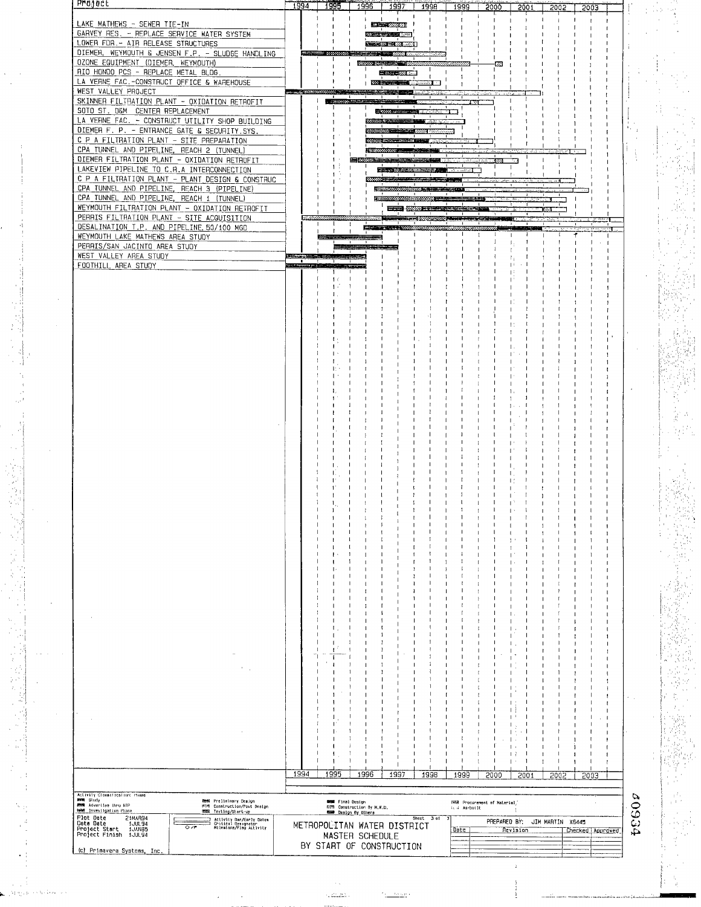| Project | 1994 | 1995 | 1996 | 1997 | 1998 | 1999 | 2000 | 2001 | 2002 | 2003 |
|---|---|---|---|---|---|---|---|---|---|---|
| LAKE MATHEWS - SEWER TIE-IN | | | | | | | | | | |
| GARVEY RES. - REPLACE SERVICE WATER SYSTEM | | | | | | | | | | |
| LOWER FDR.- AIR RELEASE STRUCTURES | | | | | | | | | | |
| DIEMER, WEYMOUTH & JENSEN F.P. - SLUDGE HANDLING | | | | | | | | | | |
| OZONE EQUIPMENT (DIEMER, WEYMOUTH) | | | | | | | | | | |
| RIO HONDO PCS - REPLACE METAL BLDG. | | | | | | | | | | |
| LA VERNE FAC.-CONSTRUCT OFFICE & WAREHOUSE | | | | | | | | | | |
| WEST VALLEY PROJECT | | | | | | | | | | |
| SKINNER FILTRATION PLANT - OXIDATION RETROFIT | | | | | | | | | | |
| SOTO ST. O&M CENTER REPLACEMENT | | | | | | | | | | |
| LA VERNE FAC. - CONSTRUCT UTILITY SHOP BUILDING | | | | | | | | | | |
| DIEMER F. P. - ENTRANCE GATE & SECURITY SYS. | | | | | | | | | | |
| C P A FILTRATION PLANT - SITE PREPARATION | | | | | | | | | | |
| CPA TUNNEL AND PIPELINE, REACH 2 (TUNNEL) | | | | | | | | | | |
| DIEMER FILTRATION PLANT - OXIDATION RETROFIT | | | | | | | | | | |
| LAKEVIEW PIPELINE TO C.R.A INTERCONNECTION | | | | | | | | | | |
| C P A FILTRATION PLANT - PLANT DESIGN & CONSTRUC | | | | | | | | | | |
| CPA TUNNEL AND PIPELINE, REACH 3 (PIPELINE) | | | | | | | | | | |
| CPA TUNNEL AND PIPELINE, REACH 1 (TUNNEL) | | | | | | | | | | |
| WEYMOUTH FILTRATION PLANT - OXIDATION RETROFIT | | | | | | | | | | |
| PERRIS FILTRATION PLANT - SITE ACQUISITION | | | | | | | | | | |
| DESALINATION T.P. AND PIPELINE 50/100 MGD | | | | | | | | | | |
| WEYMOUTH LAKE MATHEWS AREA STUDY | | | | | | | | | | |
| PERRIS/SAN JACINTO AREA STUDY | | | | | | | | | | |
| WEST VALLEY AREA STUDY | | | | | | | | | | |
| FOOTHILL AREA STUDY | | | | | | | | | | |

Activity Classification Phase: Study; Advertise thru NTP; Investigation Phase; Preliminary Design; Construction/Post Design; Testing/Start-up; Final Design; Construction By M.W.D.; Design By Others; Procurement of Material; As-built

Activity Bar/Early Dates; Critical Designator; Milestone/Flag Activity

Plot Date 21MAR94
Data Date 1JUL94
Project Start 1JAN85
Project Finish 1JUL94

(c) Primavera Systems, Inc.

METROPOLITAN WATER DISTRICT
MASTER SCHEDULE
BY START OF CONSTRUCTION

Sheet 3 of 3

PREPARED BY: JIM MARTIN X6445

| Date | Revision | Checked | Approved |
|---|---|---|---|
| | | | |

40934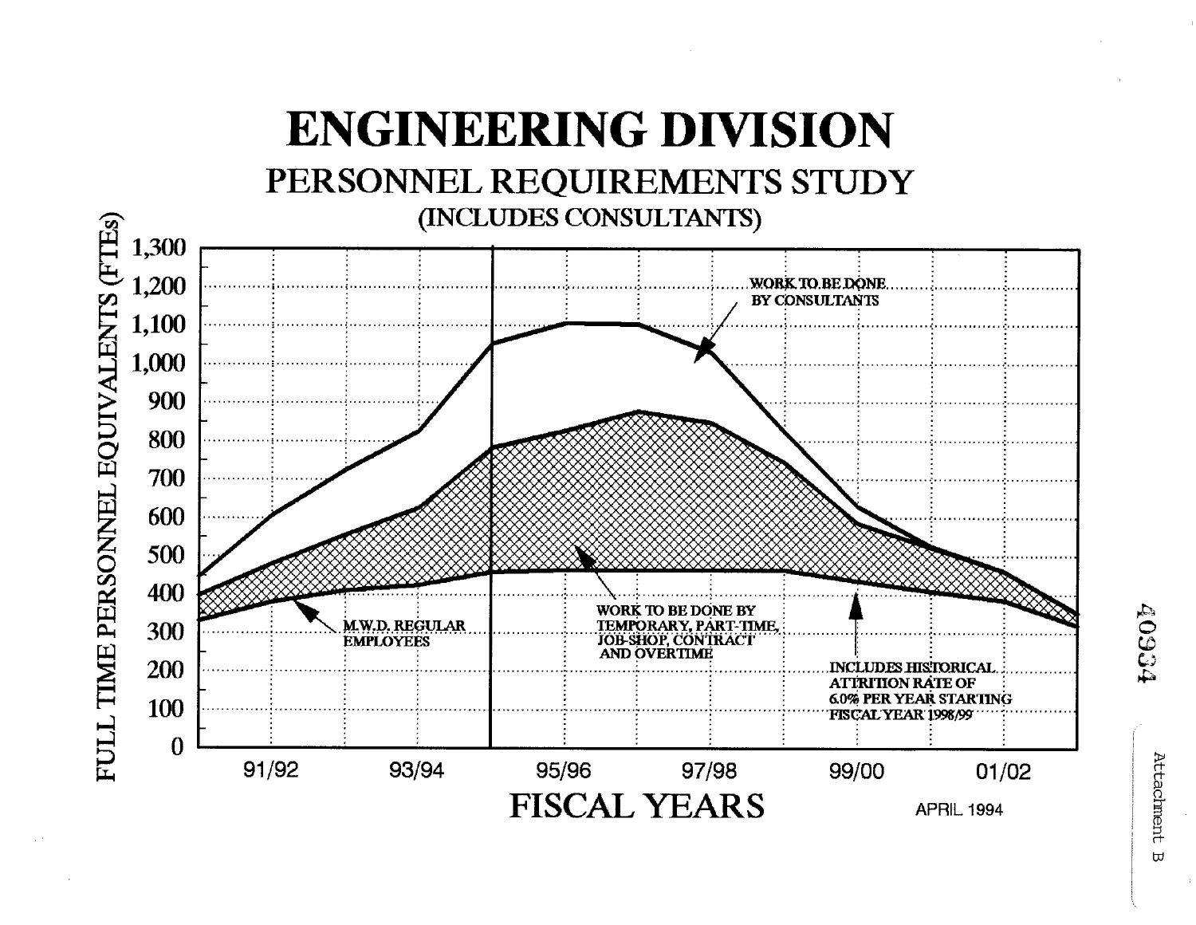# ENGINEERING DIVISION

## PERSONNEL REQUIREMENTS STUDY

(INCLUDES CONSULTANTS)

FULL TIME PERSONNEL EQUIVALENTS (FTEs)

1,300
1,200
1,100
1,000
900
800
700
600
500
400
300
200
100
0

WORK TO BE DONE BY CONSULTANTS

WORK TO BE DONE BY TEMPORARY, PART-TIME, JOB-SHOP, CONTRACT AND OVERTIME

M.W.D. REGULAR EMPLOYEES

INCLUDES HISTORICAL ATTRITION RATE OF 6.0% PER YEAR STARTING FISCAL YEAR 1998/99

91/92 93/94 95/96 97/98 99/00 01/02

FISCAL YEARS

APRIL 1994

40934

Attachment B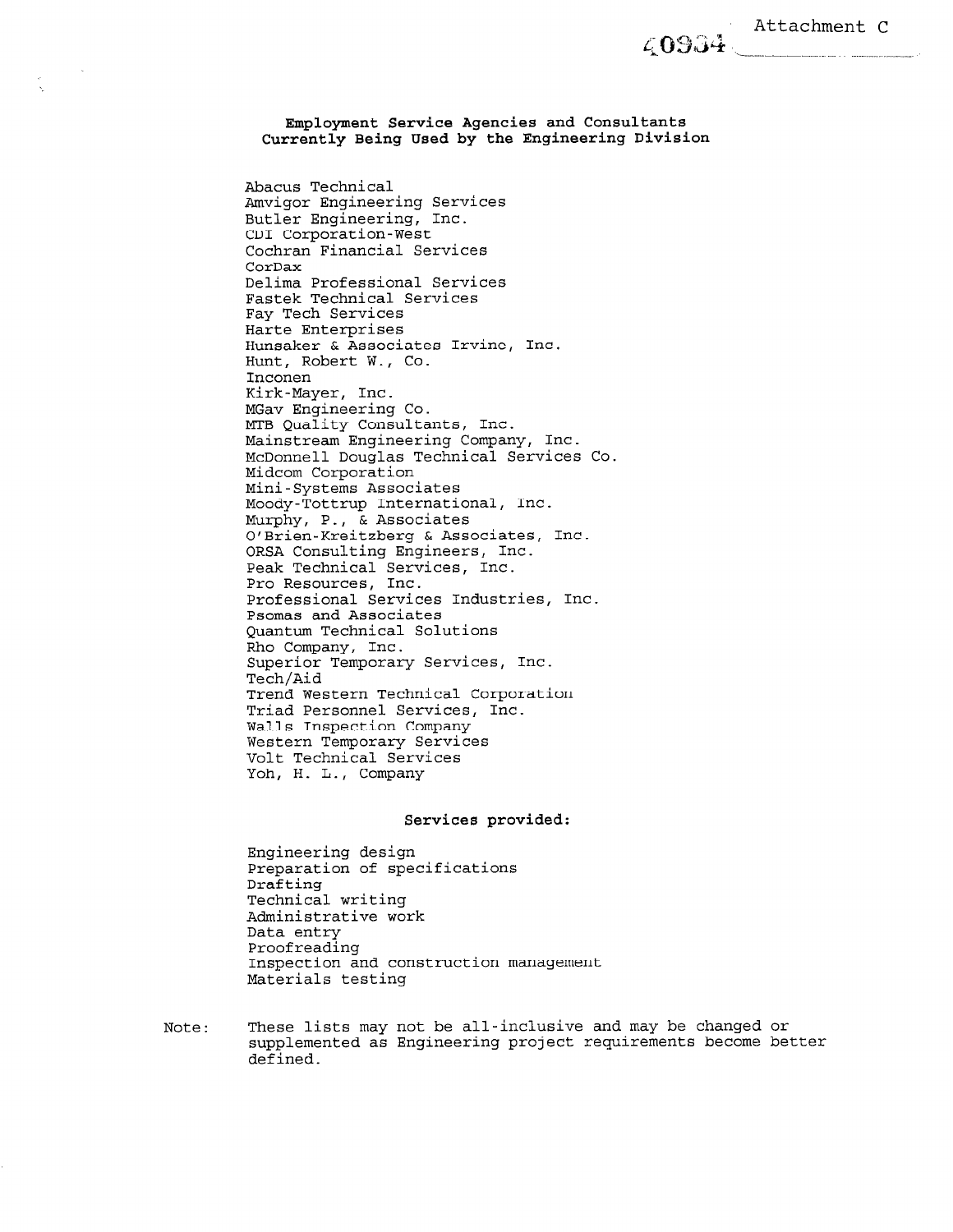Attachment C

40934

**Employment Service Agencies and Consultants Currently Being Used by the Engineering Division**

Abacus Technical
Amvigor Engineering Services
Butler Engineering, Inc.
CDI Corporation-West
Cochran Financial Services
CorDax
Delima Professional Services
Fastek Technical Services
Fay Tech Services
Harte Enterprises
Hunsaker & Associates Irvine, Inc.
Hunt, Robert W., Co.
Inconen
Kirk-Mayer, Inc.
MGav Engineering Co.
MTB Quality Consultants, Inc.
Mainstream Engineering Company, Inc.
McDonnell Douglas Technical Services Co.
Midcom Corporation
Mini-Systems Associates
Moody-Tottrup International, Inc.
Murphy, P., & Associates
O'Brien-Kreitzberg & Associates, Inc.
ORSA Consulting Engineers, Inc.
Peak Technical Services, Inc.
Pro Resources, Inc.
Professional Services Industries, Inc.
Psomas and Associates
Quantum Technical Solutions
Rho Company, Inc.
Superior Temporary Services, Inc.
Tech/Aid
Trend Western Technical Corporation
Triad Personnel Services, Inc.
Walls Inspection Company
Western Temporary Services
Volt Technical Services
Yoh, H. L., Company

**Services provided:**

Engineering design
Preparation of specifications
Drafting
Technical writing
Administrative work
Data entry
Proofreading
Inspection and construction management
Materials testing

Note: These lists may not be all-inclusive and may be changed or supplemented as Engineering project requirements become better defined.